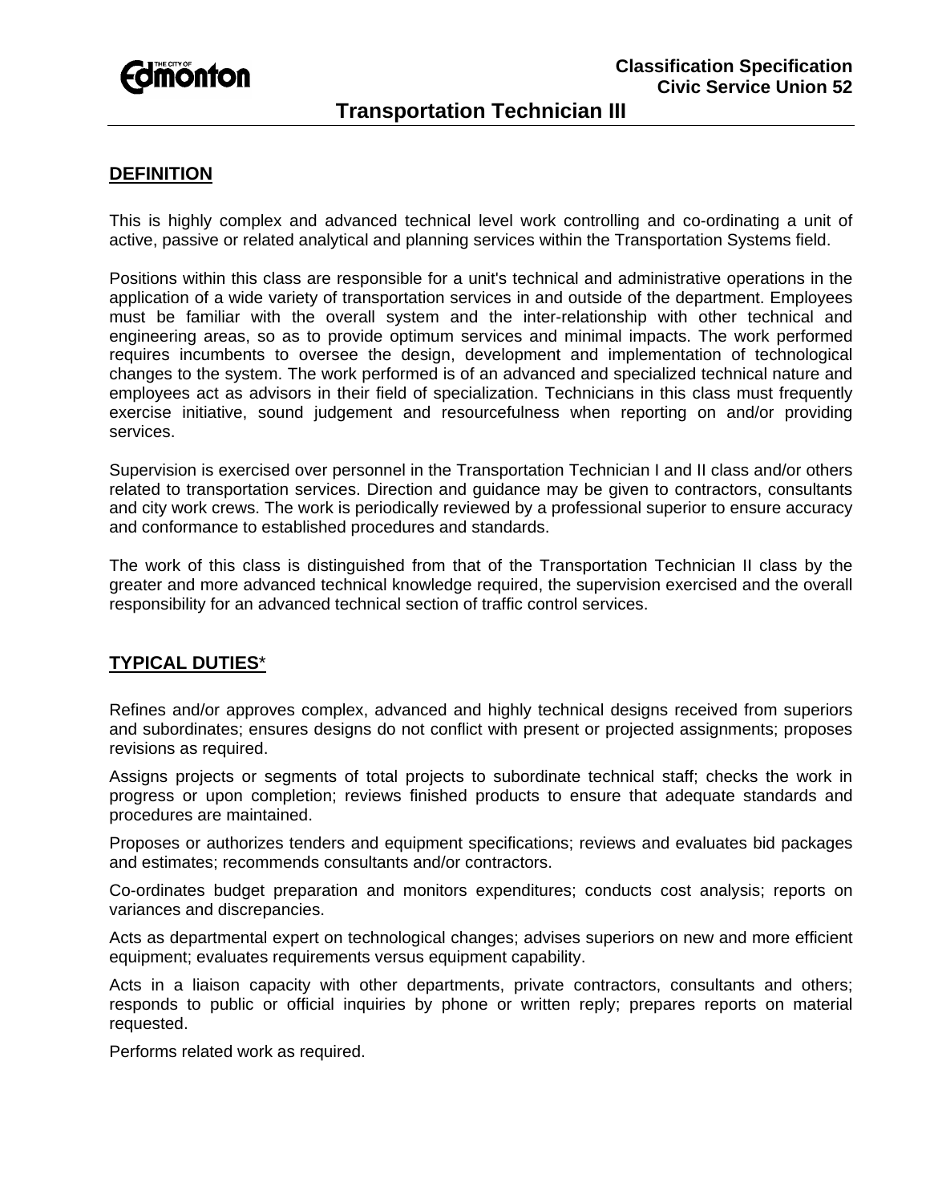Classification Specification
Civic Service Union 52

# Transportation Technician III

## DEFINITION

This is highly complex and advanced technical level work controlling and co-ordinating a unit of active, passive or related analytical and planning services within the Transportation Systems field.

Positions within this class are responsible for a unit's technical and administrative operations in the application of a wide variety of transportation services in and outside of the department. Employees must be familiar with the overall system and the inter-relationship with other technical and engineering areas, so as to provide optimum services and minimal impacts. The work performed requires incumbents to oversee the design, development and implementation of technological changes to the system. The work performed is of an advanced and specialized technical nature and employees act as advisors in their field of specialization. Technicians in this class must frequently exercise initiative, sound judgement and resourcefulness when reporting on and/or providing services.

Supervision is exercised over personnel in the Transportation Technician I and II class and/or others related to transportation services. Direction and guidance may be given to contractors, consultants and city work crews. The work is periodically reviewed by a professional superior to ensure accuracy and conformance to established procedures and standards.

The work of this class is distinguished from that of the Transportation Technician II class by the greater and more advanced technical knowledge required, the supervision exercised and the overall responsibility for an advanced technical section of traffic control services.

## TYPICAL DUTIES*

Refines and/or approves complex, advanced and highly technical designs received from superiors and subordinates; ensures designs do not conflict with present or projected assignments; proposes revisions as required.

Assigns projects or segments of total projects to subordinate technical staff; checks the work in progress or upon completion; reviews finished products to ensure that adequate standards and procedures are maintained.

Proposes or authorizes tenders and equipment specifications; reviews and evaluates bid packages and estimates; recommends consultants and/or contractors.

Co-ordinates budget preparation and monitors expenditures; conducts cost analysis; reports on variances and discrepancies.

Acts as departmental expert on technological changes; advises superiors on new and more efficient equipment; evaluates requirements versus equipment capability.

Acts in a liaison capacity with other departments, private contractors, consultants and others; responds to public or official inquiries by phone or written reply; prepares reports on material requested.

Performs related work as required.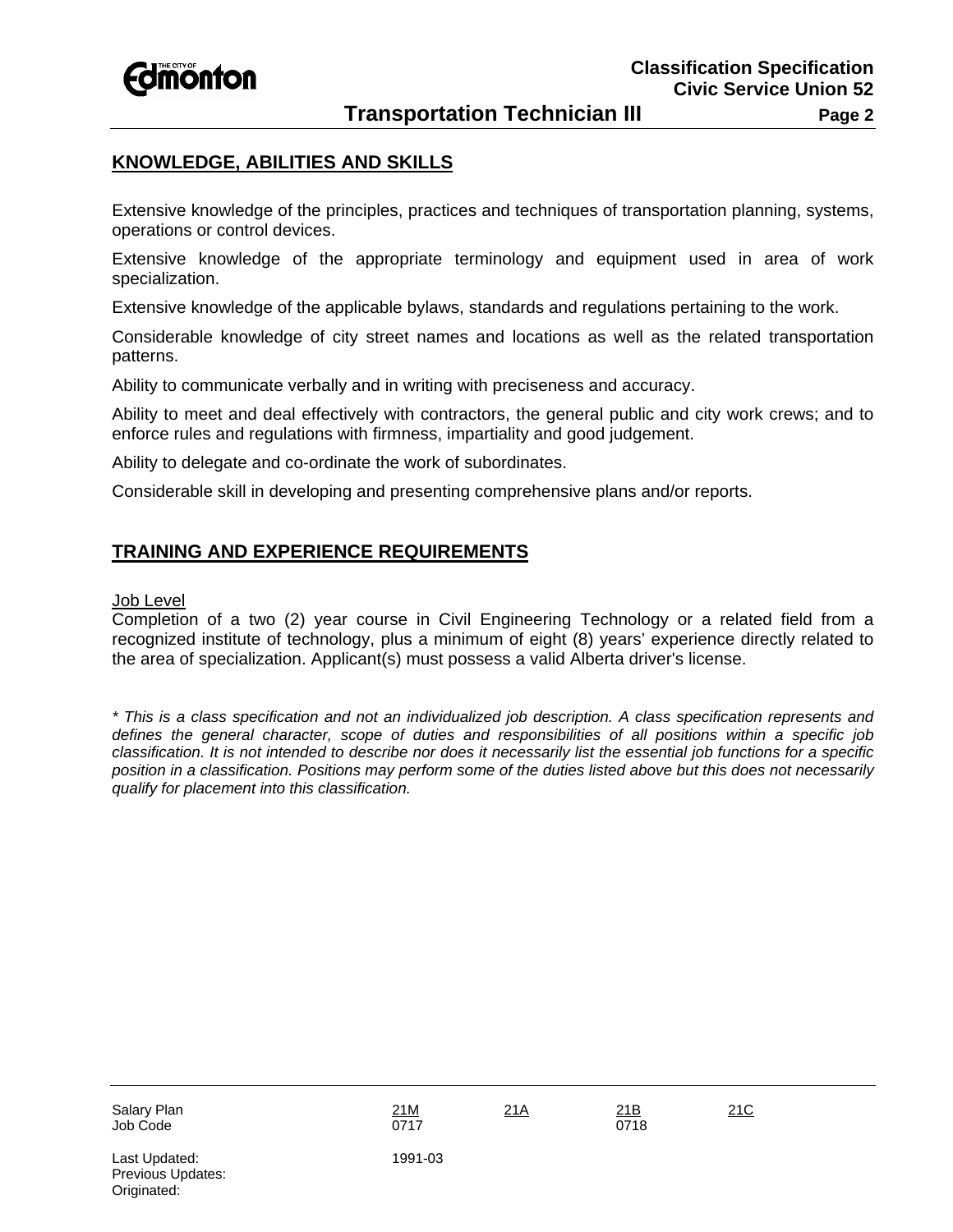## KNOWLEDGE, ABILITIES AND SKILLS

Extensive knowledge of the principles, practices and techniques of transportation planning, systems, operations or control devices.

Extensive knowledge of the appropriate terminology and equipment used in area of work specialization.

Extensive knowledge of the applicable bylaws, standards and regulations pertaining to the work.

Considerable knowledge of city street names and locations as well as the related transportation patterns.

Ability to communicate verbally and in writing with preciseness and accuracy.

Ability to meet and deal effectively with contractors, the general public and city work crews; and to enforce rules and regulations with firmness, impartiality and good judgement.

Ability to delegate and co-ordinate the work of subordinates.

Considerable skill in developing and presenting comprehensive plans and/or reports.

## TRAINING AND EXPERIENCE REQUIREMENTS

Job Level

Completion of a two (2) year course in Civil Engineering Technology or a related field from a recognized institute of technology, plus a minimum of eight (8) years' experience directly related to the area of specialization. Applicant(s) must possess a valid Alberta driver's license.

*\* This is a class specification and not an individualized job description. A class specification represents and defines the general character, scope of duties and responsibilities of all positions within a specific job classification. It is not intended to describe nor does it necessarily list the essential job functions for a specific position in a classification. Positions may perform some of the duties listed above but this does not necessarily qualify for placement into this classification.*

| | | | | |
|---|---|---|---|---|
| Salary Plan | 21M | 21A | 21B | 21C |
| Job Code | 0717 | | 0718 | |
| Last Updated: | 1991-03 | | | |
| Previous Updates: | | | | |
| Originated: | | | | |